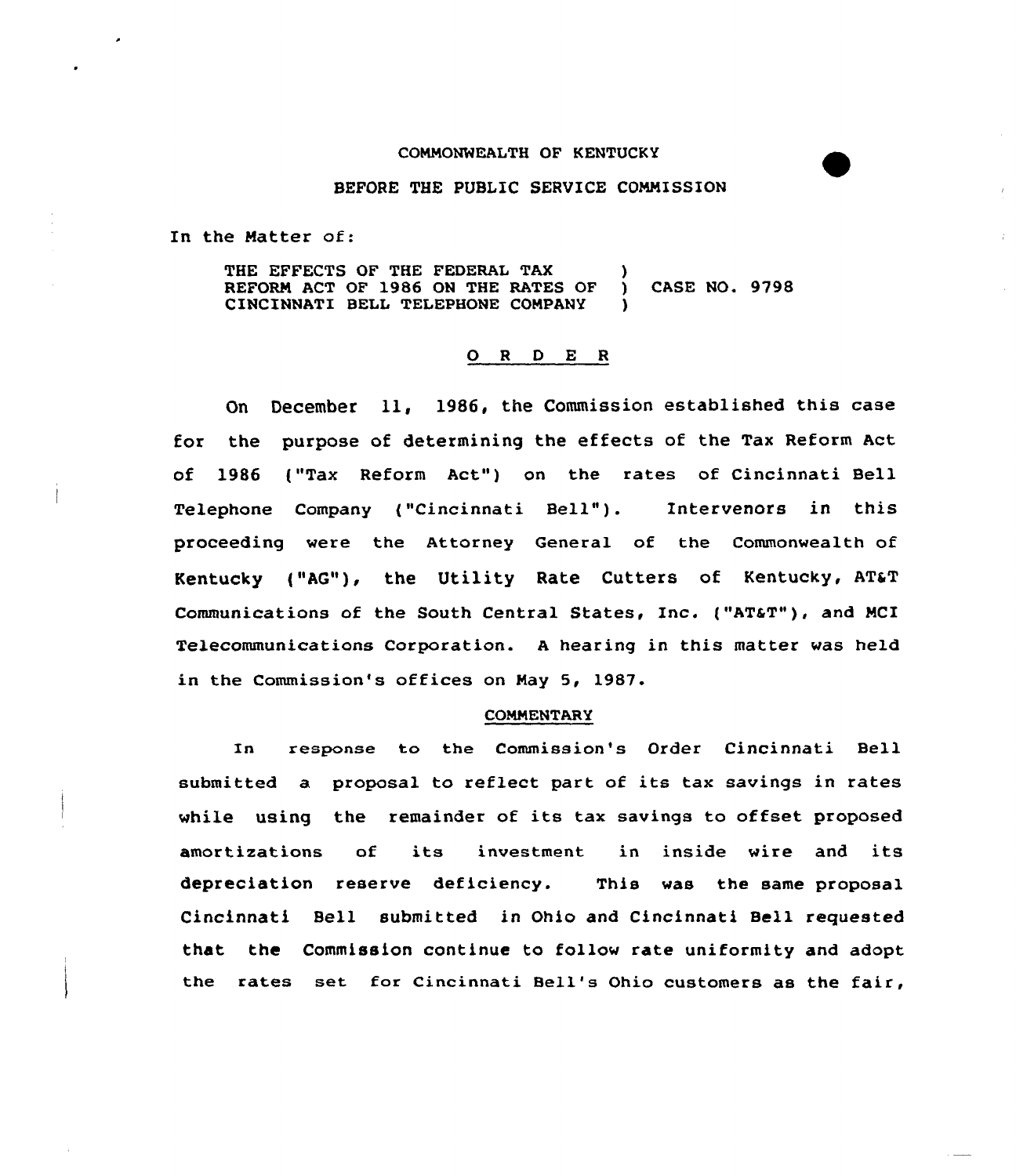COMMONWEALTH OF KENTUCKY

BEFORE THE PUBLIC SERVICE COMMISSION

In the Matter of:

THE EFFECTS OF THE FEDERAL TAX REFORM ACT OF 1986 ON THE RATES OF CINCINNATI BELL TELEPHONE COMPANY ) CASE NO. 9798

## O R D E R

On December 11, 1986, the Commission established this case for the purpose of determining the effects of the Tax Reform Act of 1986 ("Tax Reform Act") on the rates of Cincinnati Bell Telephone Company ("Cincinnati Bell"). Intervenors in this proceeding were the Attorney General of the Commonwealth of Kentucky ("AG"), the Utility Rate Cutters of Kentucky, AT&T Communications of the South Central States, Inc. ("AT&T"), and MCI Telecommunications Corporation. A hearing in this matter was held in the Commission's offices on May 5, 1987.

### COMMENTARY

In response to the Commission's Order Cincinnati Bell submitted a proposal to reflect part of its tax savings in rates while using the remainder of its tax savings to offset proposed amortizations of its investment in inside wire and its depreciation reserve deficiency. This was the same proposal Cincinnati Bell submitted in Ohio and Cincinnati Bell requested that the Commission continue to follow rate uniformity and adopt the rates set for Cincinnati Bell's Ohio customers as the fair,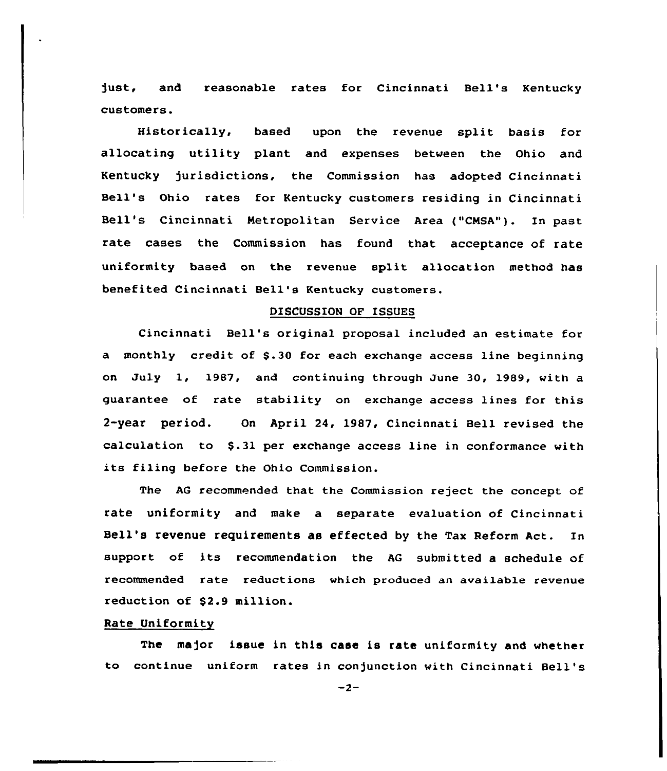just, and reasonable rates for Cincinnati Bell's Kentucky customers.

Historically, based upon the revenue split basis for allocating utility plant and expenses between the Ohio and Kentucky jurisdictions, the Commission has adopted Cincinnati Bell's Ohio rates for Kentucky customers residing in Cincinnati Bell's Cincinnati Metropolitan Service Area ("CMSA"). In past rate cases the Commission has found that acceptance of rate uniformity based on the revenue split allocation method has benefited Cincinnati Bell's Kentucky customers.

## DISCUSSION OF ISSUES

Cincinnati Bell's original proposal included an estimate for a monthly credit of $.30 for each exchange access line beginning on July 1, 1987, and continuing through June 30, 1989, with a guarantee of rate stability on exchange access lines for this 2-year period. On April 24, 1987, Cincinnati Bell revised the calculation to $.31 per exchange access line in conformance with its filing before the Ohio Commission.

The AG recommended that the Commission reject the concept of rate uniformity and make a separate evaluation of Cincinnati Bell's revenue requirements as effected by the Tax Reform Act. In support of its recommendation the AG submitted a schedule of recommended rate reductions which produced an available revenue reduction of $2.9 million.

### Rate Uniformity

The major issue in this case is rate uniformity and whether to continue uniform rates in conjunction with Cincinnati Bell's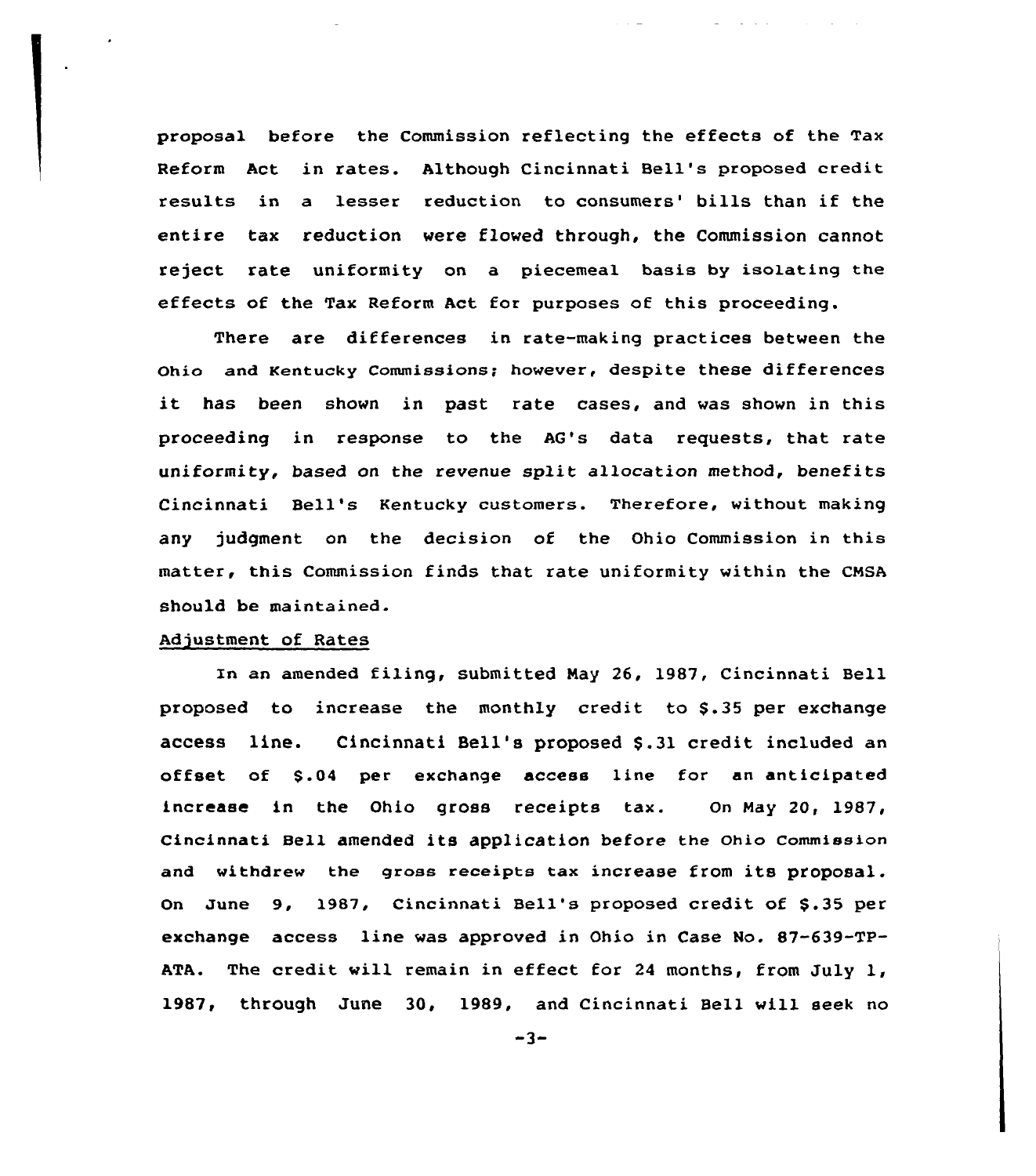proposal before the Commission reflecting the effects of the Tax Reform Act in rates. Although Cincinnati Bell's proposed credit results in a lesser reduction to consumers' bills than if the entire tax reduction were flowed through, the Commission cannot reject rate uniformity on a piecemeal basis by isolating the effects of the Tax Reform Act for purposes of this proceeding.

There are differences in rate-making practices between the Ohio and Kentucky Commissions; however, despite these differences it has been shown in past rate cases, and was shown in this proceeding in response to the AG's data requests, that rate uniformity, based on the revenue split allocation method, benefits Cincinnati Bell's Kentucky customers. Therefore, without making any judgment on the decision of the Ohio Commission in this matter, this Commission finds that rate uniformity within the CMSA should be maintained.

Adjustment of Rates

In an amended filing, submitted May 26, 1987, Cincinnati Bell proposed to increase the monthly credit to $.35 per exchange access line. Cincinnati Bell's proposed $.31 credit included an offset of $.04 per exchange access line for an anticipated increase in the Ohio gross receipts tax. On May 20, 1987, Cincinnati Bell amended its application before the Ohio Commission and withdrew the gross receipts tax increase from its proposal. On June 9, 1987, Cincinnati Bell's proposed credit of $.35 per exchange access line was approved in Ohio in Case No. 87-639-TP-ATA. The credit will remain in effect for 24 months, from July 1, 1987, through June 30, 1989, and Cincinnati Bell will seek no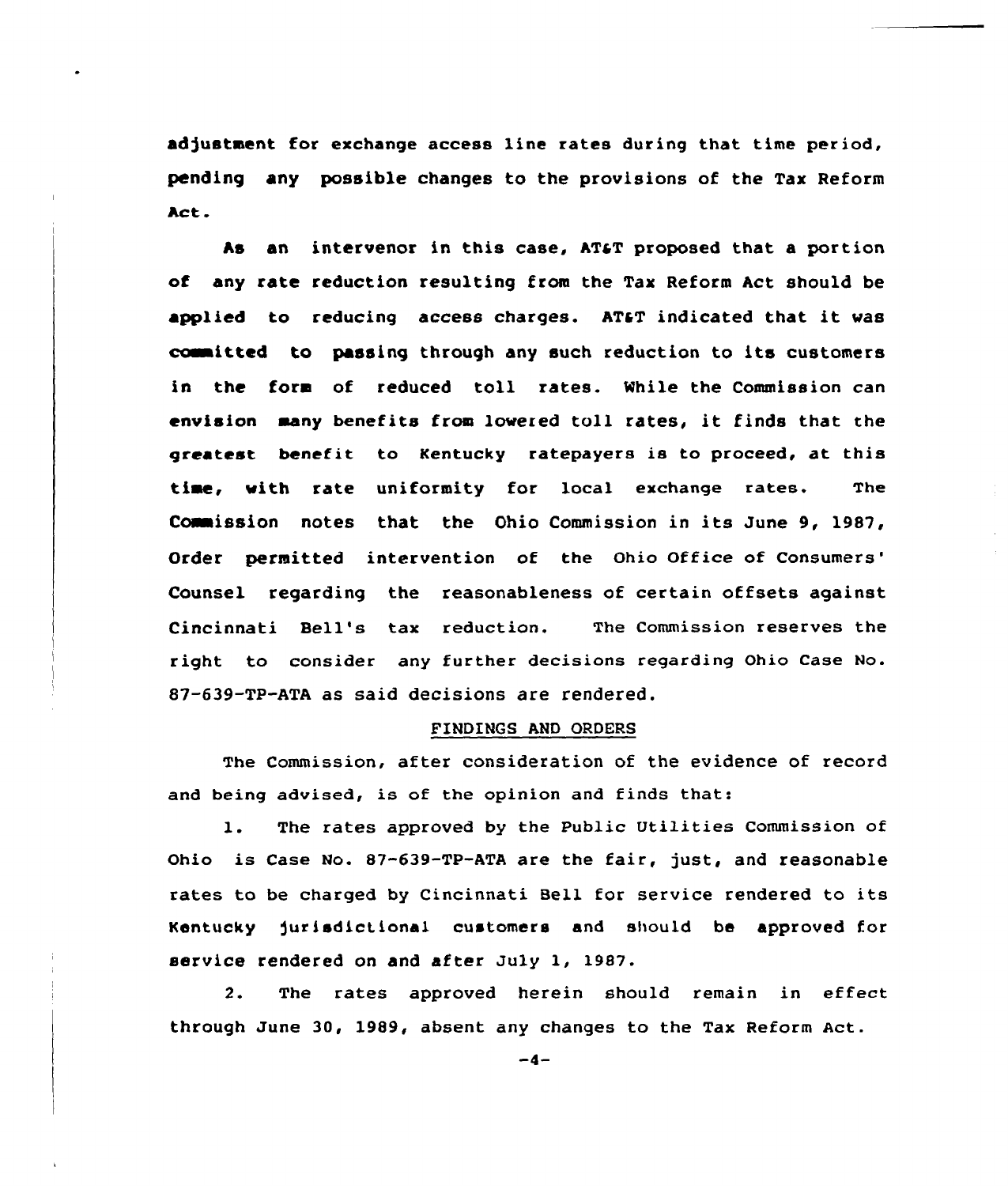adjustment for exchange access line rates during that time period, pending any possible changes to the provisions of the Tax Reform Act.

As an intervenor in this case, AT&T proposed that a portion of any rate reduction resulting from the Tax Reform Act should be applied to reducing access charges. AT&T indicated that it was committed to passing through any such reduction to its customers in the form of reduced toll rates. While the Commission can envision many benefits from lowered toll rates, it finds that the greatest benefit to Kentucky ratepayers is to proceed, at this time, with rate uniformity for local exchange rates. The Commission notes that the Ohio Commission in its June 9, 1987, Order permitted intervention of the Ohio Office of Consumers' Counsel regarding the reasonableness of certain offsets against Cincinnati Bell's tax reduction. The Commission reserves the right to consider any further decisions regarding Ohio Case No. 87-639-TP-ATA as said decisions are rendered.

## FINDINGS AND ORDERS

The Commission, after consideration of the evidence of record and being advised, is of the opinion and finds that:

1. The rates approved by the Public Utilities Commission of Ohio is Case No. 87-639-TP-ATA are the fair, just, and reasonable rates to be charged by Cincinnati Bell for service rendered to its Kentucky jurisdictional customers and should be approved for service rendered on and after July 1, 1987.

2. The rates approved herein should remain in effect through June 30, 1989, absent any changes to the Tax Reform Act.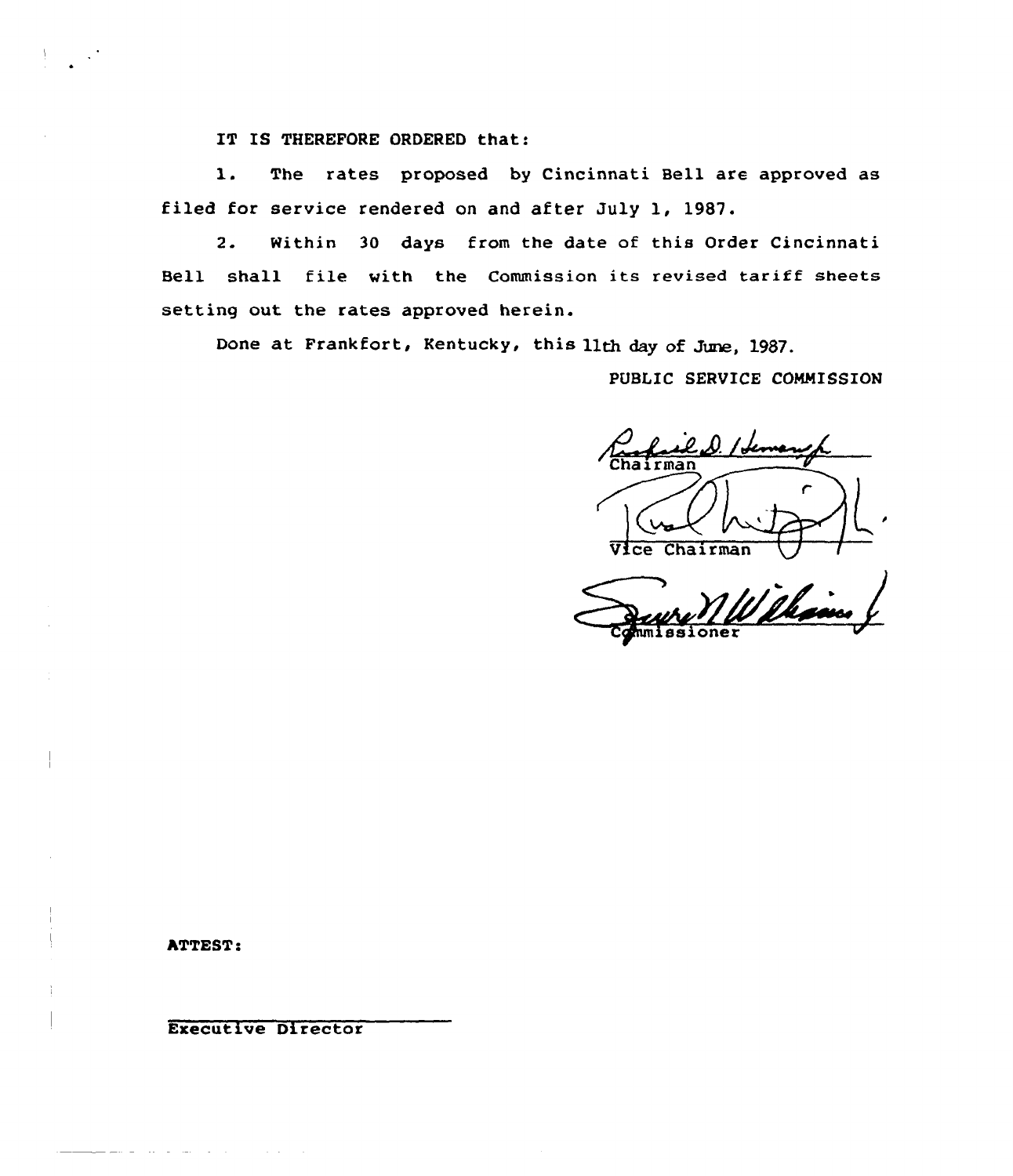IT IS THEREFORE ORDERED that:

1. The rates proposed by Cincinnati Bell are approved as filed for service rendered on and after July 1, 1987.

2. Within 30 days from the date of this Order Cincinnati Bell shall file with the Commission its revised tariff sheets setting out the rates approved herein.

Done at Frankfort, Kentucky, this 11th day of June, 1987.

PUBLIC SERVICE COMMISSION

Chairman

Vice Chairman

Commissioner

ATTEST:

Executive Director